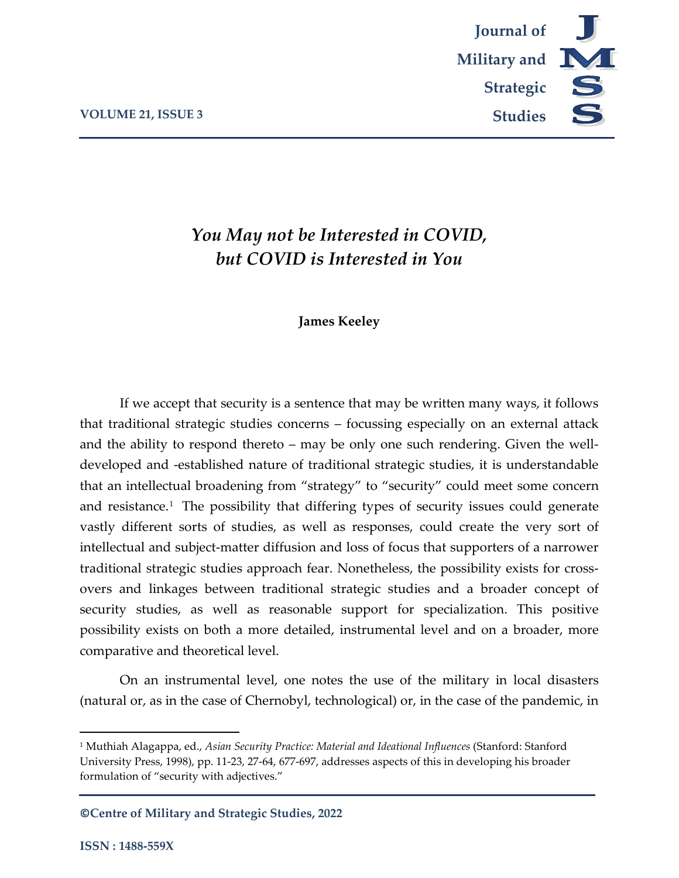# *You May not be Interested in COVID, but COVID is Interested in You*

**James Keeley**

If we accept that security is a sentence that may be written many ways, it follows that traditional strategic studies concerns – focussing especially on an external attack and the ability to respond thereto – may be only one such rendering. Given the well-developed and -established nature of traditional strategic studies, it is understandable that an intellectual broadening from "strategy" to "security" could meet some concern and resistance.[1] The possibility that differing types of security issues could generate vastly different sorts of studies, as well as responses, could create the very sort of intellectual and subject-matter diffusion and loss of focus that supporters of a narrower traditional strategic studies approach fear. Nonetheless, the possibility exists for cross-overs and linkages between traditional strategic studies and a broader concept of security studies, as well as reasonable support for specialization. This positive possibility exists on both a more detailed, instrumental level and on a broader, more comparative and theoretical level.

On an instrumental level, one notes the use of the military in local disasters (natural or, as in the case of Chernobyl, technological) or, in the case of the pandemic, in

[1] Muthiah Alagappa, ed., *Asian Security Practice: Material and Ideational Influences* (Stanford: Stanford University Press, 1998), pp. 11-23, 27-64, 677-697, addresses aspects of this in developing his broader formulation of "security with adjectives."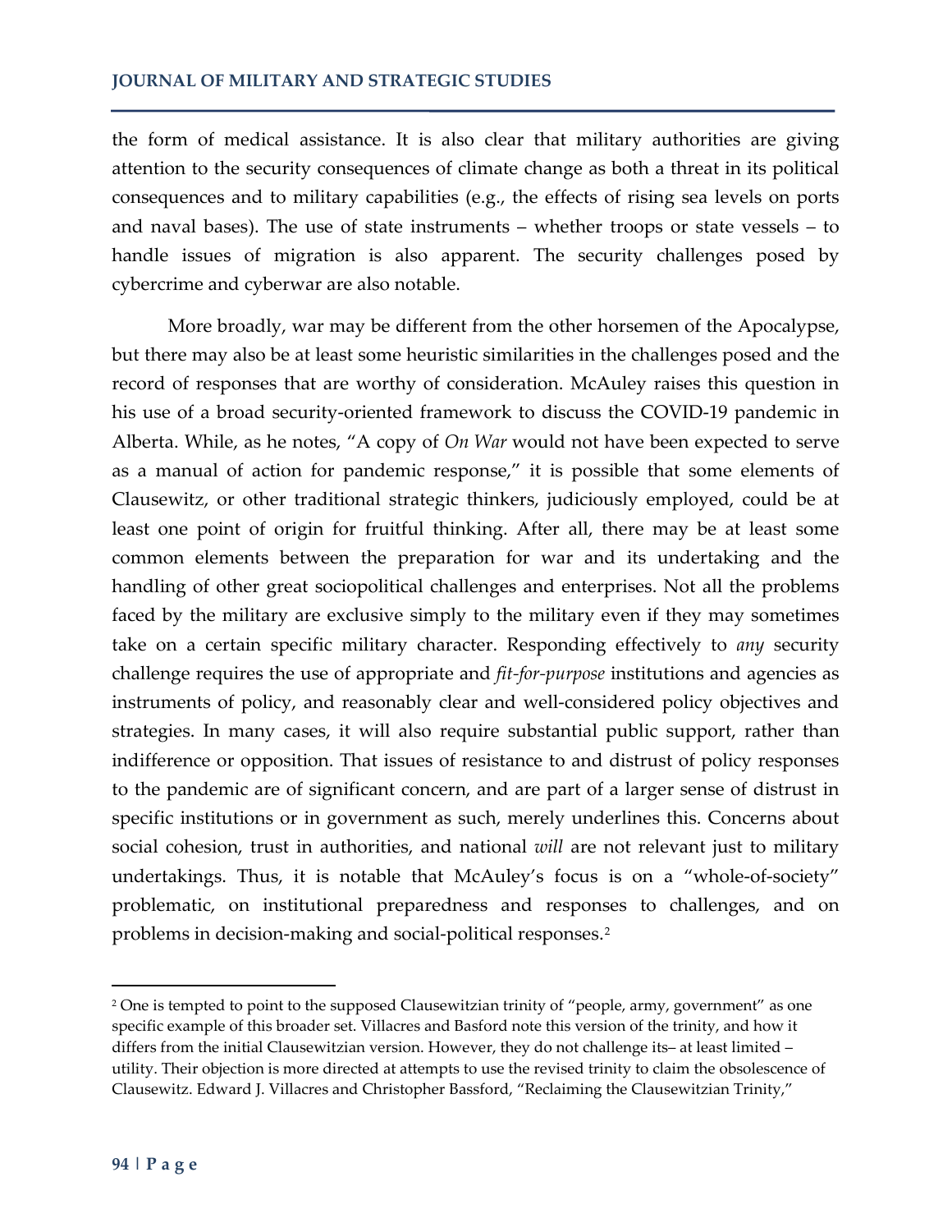the form of medical assistance. It is also clear that military authorities are giving attention to the security consequences of climate change as both a threat in its political consequences and to military capabilities (e.g., the effects of rising sea levels on ports and naval bases). The use of state instruments – whether troops or state vessels – to handle issues of migration is also apparent. The security challenges posed by cybercrime and cyberwar are also notable.

More broadly, war may be different from the other horsemen of the Apocalypse, but there may also be at least some heuristic similarities in the challenges posed and the record of responses that are worthy of consideration. McAuley raises this question in his use of a broad security-oriented framework to discuss the COVID-19 pandemic in Alberta. While, as he notes, "A copy of *On War* would not have been expected to serve as a manual of action for pandemic response," it is possible that some elements of Clausewitz, or other traditional strategic thinkers, judiciously employed, could be at least one point of origin for fruitful thinking. After all, there may be at least some common elements between the preparation for war and its undertaking and the handling of other great sociopolitical challenges and enterprises. Not all the problems faced by the military are exclusive simply to the military even if they may sometimes take on a certain specific military character. Responding effectively to *any* security challenge requires the use of appropriate and *fit-for-purpose* institutions and agencies as instruments of policy, and reasonably clear and well-considered policy objectives and strategies. In many cases, it will also require substantial public support, rather than indifference or opposition. That issues of resistance to and distrust of policy responses to the pandemic are of significant concern, and are part of a larger sense of distrust in specific institutions or in government as such, merely underlines this. Concerns about social cohesion, trust in authorities, and national *will* are not relevant just to military undertakings. Thus, it is notable that McAuley's focus is on a "whole-of-society" problematic, on institutional preparedness and responses to challenges, and on problems in decision-making and social-political responses.[2]

---

[2] One is tempted to point to the supposed Clausewitzian trinity of "people, army, government" as one specific example of this broader set. Villacres and Basford note this version of the trinity, and how it differs from the initial Clausewitzian version. However, they do not challenge its– at least limited – utility. Their objection is more directed at attempts to use the revised trinity to claim the obsolescence of Clausewitz. Edward J. Villacres and Christopher Bassford, "Reclaiming the Clausewitzian Trinity,"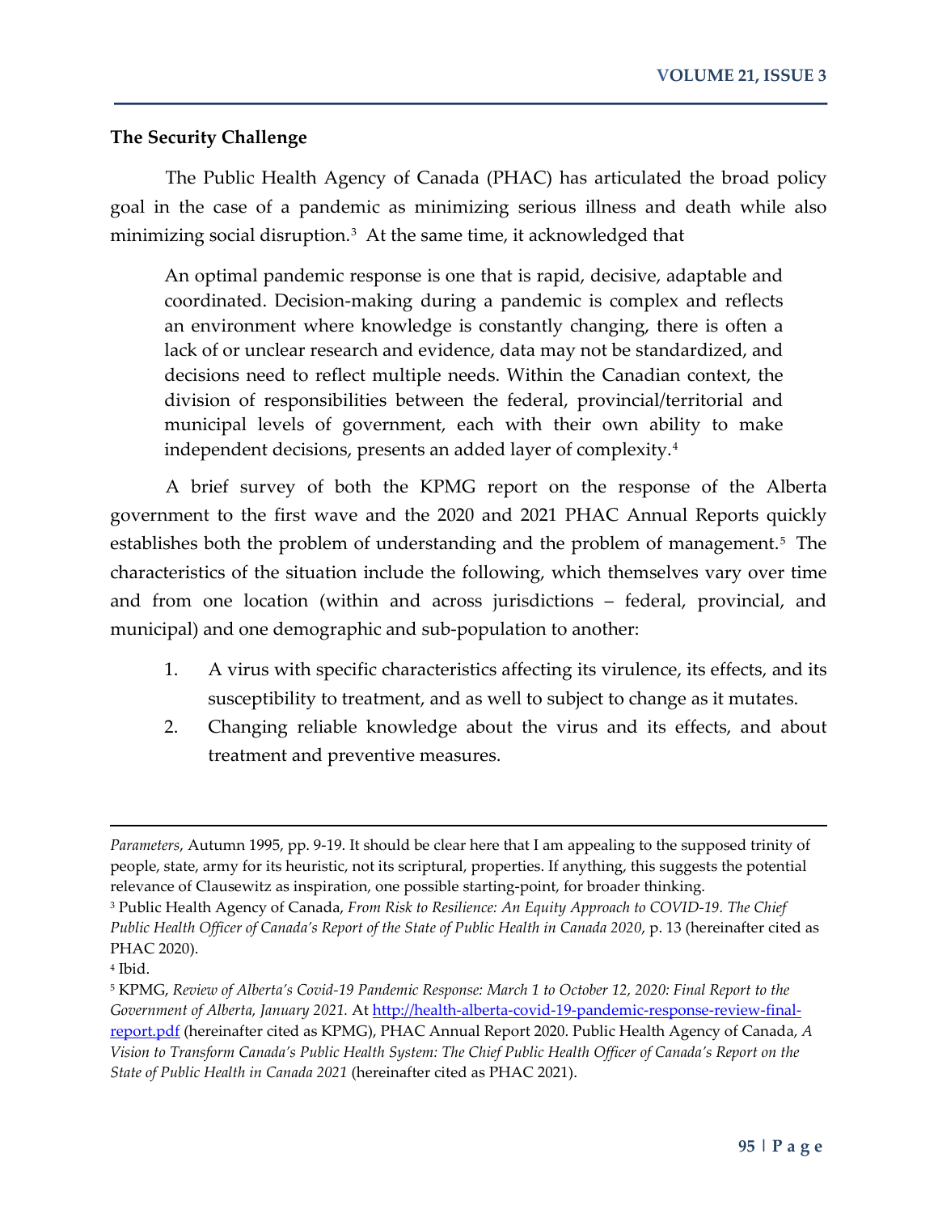**The Security Challenge**

The Public Health Agency of Canada (PHAC) has articulated the broad policy goal in the case of a pandemic as minimizing serious illness and death while also minimizing social disruption.[3] At the same time, it acknowledged that

> An optimal pandemic response is one that is rapid, decisive, adaptable and coordinated. Decision-making during a pandemic is complex and reflects an environment where knowledge is constantly changing, there is often a lack of or unclear research and evidence, data may not be standardized, and decisions need to reflect multiple needs. Within the Canadian context, the division of responsibilities between the federal, provincial/territorial and municipal levels of government, each with their own ability to make independent decisions, presents an added layer of complexity.[4]

A brief survey of both the KPMG report on the response of the Alberta government to the first wave and the 2020 and 2021 PHAC Annual Reports quickly establishes both the problem of understanding and the problem of management.[5] The characteristics of the situation include the following, which themselves vary over time and from one location (within and across jurisdictions – federal, provincial, and municipal) and one demographic and sub-population to another:

1. A virus with specific characteristics affecting its virulence, its effects, and its susceptibility to treatment, and as well to subject to change as it mutates.
2. Changing reliable knowledge about the virus and its effects, and about treatment and preventive measures.

---

*Parameters*, Autumn 1995, pp. 9-19. It should be clear here that I am appealing to the supposed trinity of people, state, army for its heuristic, not its scriptural, properties. If anything, this suggests the potential relevance of Clausewitz as inspiration, one possible starting-point, for broader thinking.

[3] Public Health Agency of Canada, *From Risk to Resilience: An Equity Approach to COVID-19. The Chief Public Health Officer of Canada's Report of the State of Public Health in Canada 2020*, p. 13 (hereinafter cited as PHAC 2020).

[4] Ibid.

[5] KPMG, *Review of Alberta's Covid-19 Pandemic Response: March 1 to October 12, 2020: Final Report to the Government of Alberta, January 2021.* At http://health-alberta-covid-19-pandemic-response-review-final-report.pdf (hereinafter cited as KPMG), PHAC Annual Report 2020. Public Health Agency of Canada, *A Vision to Transform Canada's Public Health System: The Chief Public Health Officer of Canada's Report on the State of Public Health in Canada 2021* (hereinafter cited as PHAC 2021).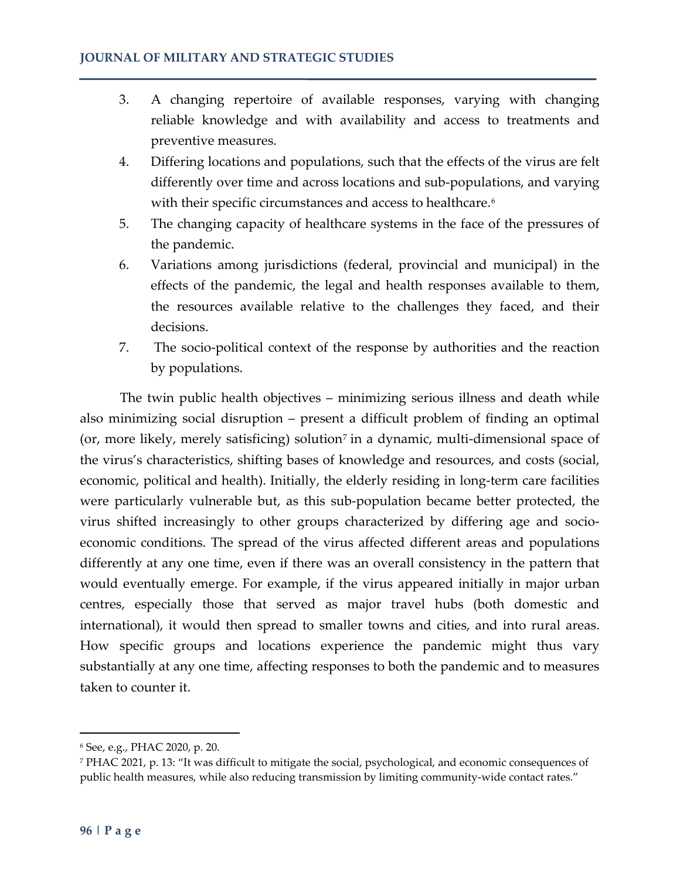3. A changing repertoire of available responses, varying with changing reliable knowledge and with availability and access to treatments and preventive measures.
4. Differing locations and populations, such that the effects of the virus are felt differently over time and across locations and sub-populations, and varying with their specific circumstances and access to healthcare.[6]
5. The changing capacity of healthcare systems in the face of the pressures of the pandemic.
6. Variations among jurisdictions (federal, provincial and municipal) in the effects of the pandemic, the legal and health responses available to them, the resources available relative to the challenges they faced, and their decisions.
7. The socio-political context of the response by authorities and the reaction by populations.

The twin public health objectives – minimizing serious illness and death while also minimizing social disruption – present a difficult problem of finding an optimal (or, more likely, merely satisficing) solution[7] in a dynamic, multi-dimensional space of the virus's characteristics, shifting bases of knowledge and resources, and costs (social, economic, political and health). Initially, the elderly residing in long-term care facilities were particularly vulnerable but, as this sub-population became better protected, the virus shifted increasingly to other groups characterized by differing age and socio-economic conditions. The spread of the virus affected different areas and populations differently at any one time, even if there was an overall consistency in the pattern that would eventually emerge. For example, if the virus appeared initially in major urban centres, especially those that served as major travel hubs (both domestic and international), it would then spread to smaller towns and cities, and into rural areas. How specific groups and locations experience the pandemic might thus vary substantially at any one time, affecting responses to both the pandemic and to measures taken to counter it.

---

[6] See, e.g., PHAC 2020, p. 20.

[7] PHAC 2021, p. 13: "It was difficult to mitigate the social, psychological, and economic consequences of public health measures, while also reducing transmission by limiting community-wide contact rates."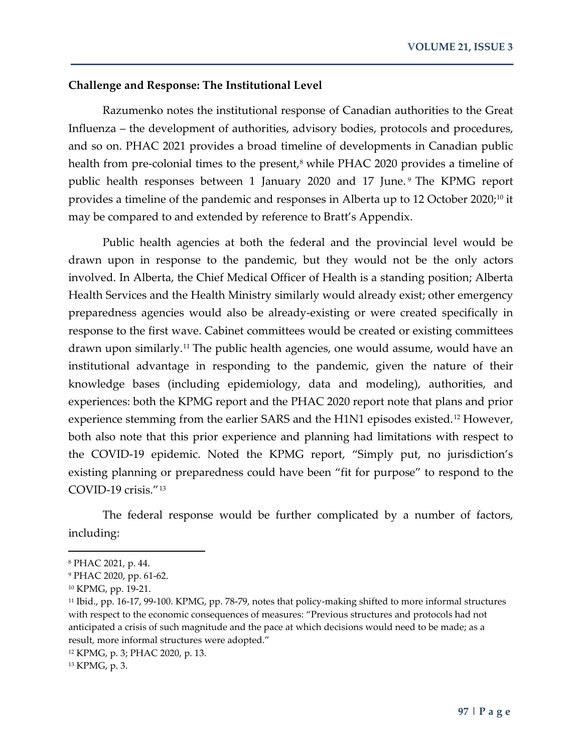**Challenge and Response: The Institutional Level**

Razumenko notes the institutional response of Canadian authorities to the Great Influenza – the development of authorities, advisory bodies, protocols and procedures, and so on. PHAC 2021 provides a broad timeline of developments in Canadian public health from pre-colonial times to the present,[8] while PHAC 2020 provides a timeline of public health responses between 1 January 2020 and 17 June.[9] The KPMG report provides a timeline of the pandemic and responses in Alberta up to 12 October 2020;[10] it may be compared to and extended by reference to Bratt's Appendix.

Public health agencies at both the federal and the provincial level would be drawn upon in response to the pandemic, but they would not be the only actors involved. In Alberta, the Chief Medical Officer of Health is a standing position; Alberta Health Services and the Health Ministry similarly would already exist; other emergency preparedness agencies would also be already-existing or were created specifically in response to the first wave. Cabinet committees would be created or existing committees drawn upon similarly.[11] The public health agencies, one would assume, would have an institutional advantage in responding to the pandemic, given the nature of their knowledge bases (including epidemiology, data and modeling), authorities, and experiences: both the KPMG report and the PHAC 2020 report note that plans and prior experience stemming from the earlier SARS and the H1N1 episodes existed.[12] However, both also note that this prior experience and planning had limitations with respect to the COVID-19 epidemic. Noted the KPMG report, "Simply put, no jurisdiction's existing planning or preparedness could have been "fit for purpose" to respond to the COVID-19 crisis."[13]

The federal response would be further complicated by a number of factors, including:

---

[8] PHAC 2021, p. 44.

[9] PHAC 2020, pp. 61-62.

[10] KPMG, pp. 19-21.

[11] Ibid., pp. 16-17, 99-100. KPMG, pp. 78-79, notes that policy-making shifted to more informal structures with respect to the economic consequences of measures: "Previous structures and protocols had not anticipated a crisis of such magnitude and the pace at which decisions would need to be made; as a result, more informal structures were adopted."

[12] KPMG, p. 3; PHAC 2020, p. 13.

[13] KPMG, p. 3.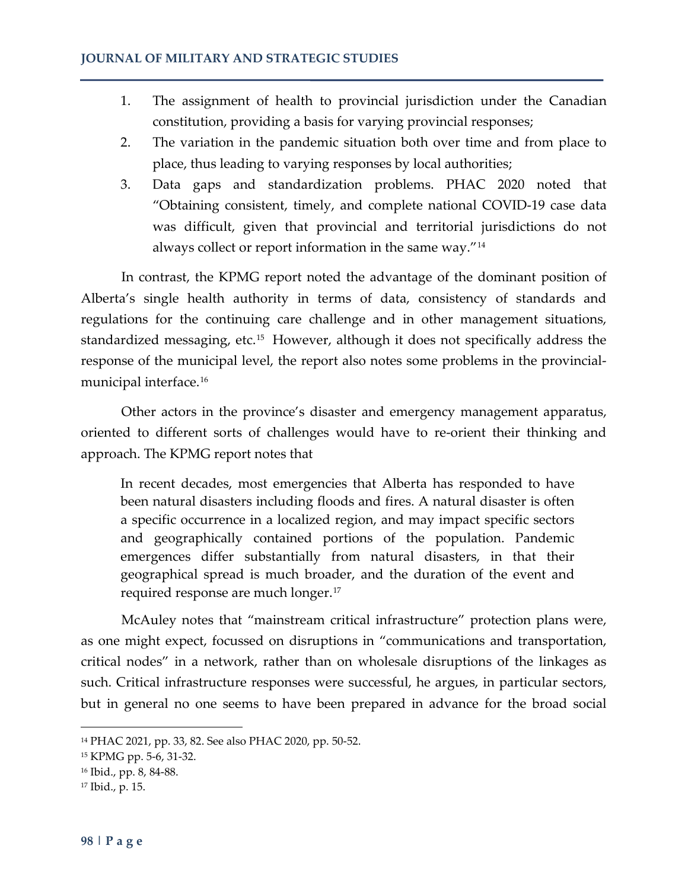1. The assignment of health to provincial jurisdiction under the Canadian constitution, providing a basis for varying provincial responses;
2. The variation in the pandemic situation both over time and from place to place, thus leading to varying responses by local authorities;
3. Data gaps and standardization problems. PHAC 2020 noted that "Obtaining consistent, timely, and complete national COVID-19 case data was difficult, given that provincial and territorial jurisdictions do not always collect or report information in the same way."[14]

In contrast, the KPMG report noted the advantage of the dominant position of Alberta's single health authority in terms of data, consistency of standards and regulations for the continuing care challenge and in other management situations, standardized messaging, etc.[15] However, although it does not specifically address the response of the municipal level, the report also notes some problems in the provincial-municipal interface.[16]

Other actors in the province's disaster and emergency management apparatus, oriented to different sorts of challenges would have to re-orient their thinking and approach. The KPMG report notes that

> In recent decades, most emergencies that Alberta has responded to have been natural disasters including floods and fires. A natural disaster is often a specific occurrence in a localized region, and may impact specific sectors and geographically contained portions of the population. Pandemic emergences differ substantially from natural disasters, in that their geographical spread is much broader, and the duration of the event and required response are much longer.[17]

McAuley notes that "mainstream critical infrastructure" protection plans were, as one might expect, focussed on disruptions in "communications and transportation, critical nodes" in a network, rather than on wholesale disruptions of the linkages as such. Critical infrastructure responses were successful, he argues, in particular sectors, but in general no one seems to have been prepared in advance for the broad social

---

[14] PHAC 2021, pp. 33, 82. See also PHAC 2020, pp. 50-52.

[15] KPMG pp. 5-6, 31-32.

[16] Ibid., pp. 8, 84-88.

[17] Ibid., p. 15.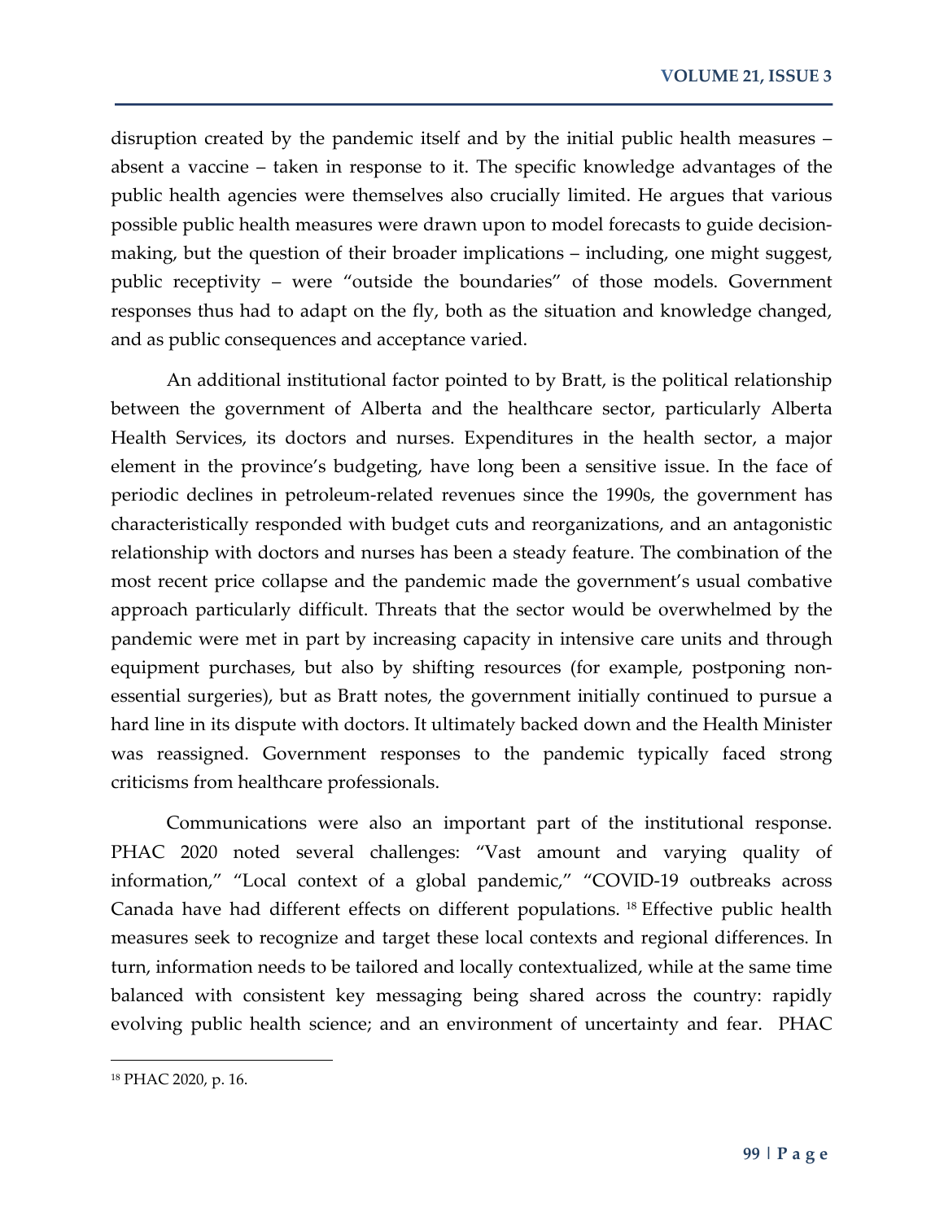disruption created by the pandemic itself and by the initial public health measures – absent a vaccine – taken in response to it. The specific knowledge advantages of the public health agencies were themselves also crucially limited. He argues that various possible public health measures were drawn upon to model forecasts to guide decision-making, but the question of their broader implications – including, one might suggest, public receptivity – were "outside the boundaries" of those models. Government responses thus had to adapt on the fly, both as the situation and knowledge changed, and as public consequences and acceptance varied.

An additional institutional factor pointed to by Bratt, is the political relationship between the government of Alberta and the healthcare sector, particularly Alberta Health Services, its doctors and nurses. Expenditures in the health sector, a major element in the province's budgeting, have long been a sensitive issue. In the face of periodic declines in petroleum-related revenues since the 1990s, the government has characteristically responded with budget cuts and reorganizations, and an antagonistic relationship with doctors and nurses has been a steady feature. The combination of the most recent price collapse and the pandemic made the government's usual combative approach particularly difficult. Threats that the sector would be overwhelmed by the pandemic were met in part by increasing capacity in intensive care units and through equipment purchases, but also by shifting resources (for example, postponing non-essential surgeries), but as Bratt notes, the government initially continued to pursue a hard line in its dispute with doctors. It ultimately backed down and the Health Minister was reassigned. Government responses to the pandemic typically faced strong criticisms from healthcare professionals.

Communications were also an important part of the institutional response. PHAC 2020 noted several challenges: "Vast amount and varying quality of information," "Local context of a global pandemic," "COVID-19 outbreaks across Canada have had different effects on different populations. [18] Effective public health measures seek to recognize and target these local contexts and regional differences. In turn, information needs to be tailored and locally contextualized, while at the same time balanced with consistent key messaging being shared across the country: rapidly evolving public health science; and an environment of uncertainty and fear. PHAC

[18] PHAC 2020, p. 16.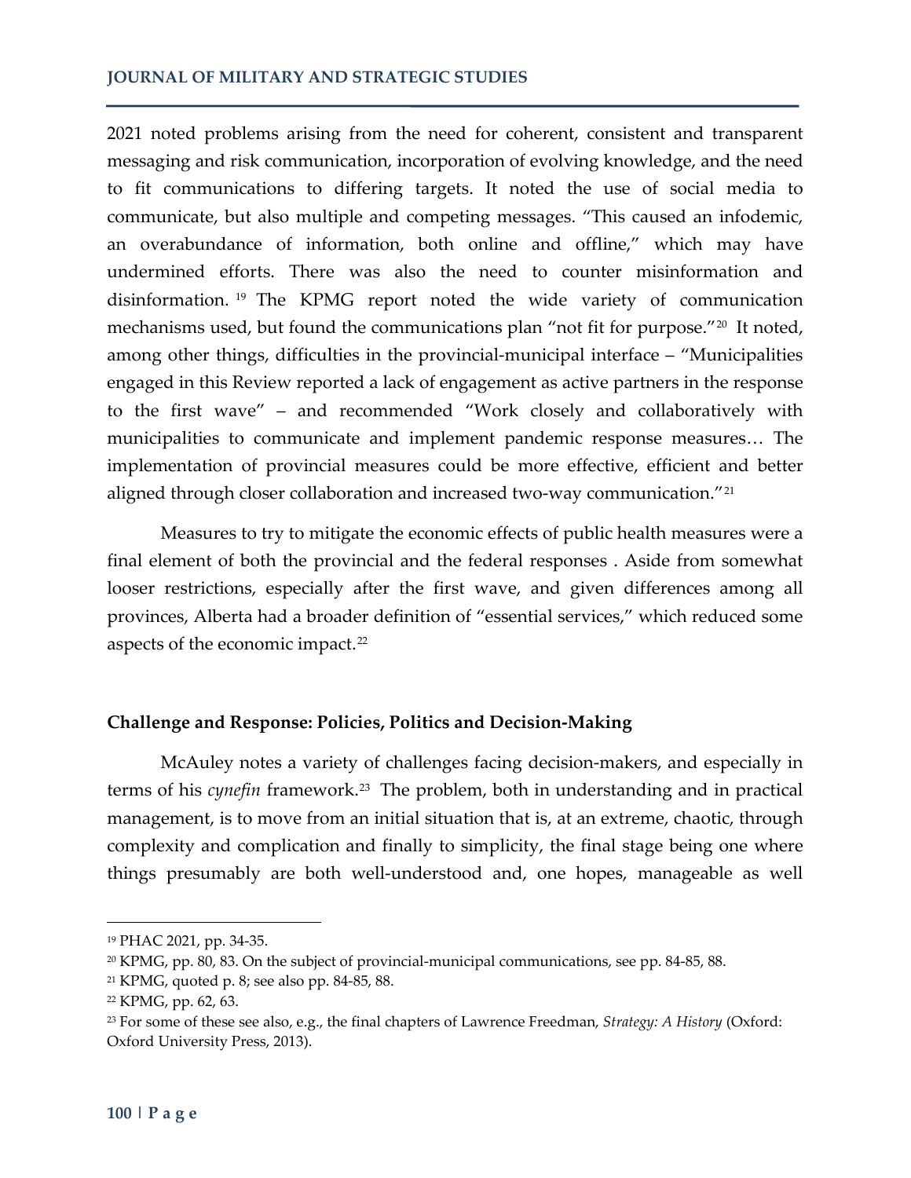2021 noted problems arising from the need for coherent, consistent and transparent messaging and risk communication, incorporation of evolving knowledge, and the need to fit communications to differing targets. It noted the use of social media to communicate, but also multiple and competing messages. "This caused an infodemic, an overabundance of information, both online and offline," which may have undermined efforts. There was also the need to counter misinformation and disinformation.[19] The KPMG report noted the wide variety of communication mechanisms used, but found the communications plan "not fit for purpose."[20] It noted, among other things, difficulties in the provincial-municipal interface – "Municipalities engaged in this Review reported a lack of engagement as active partners in the response to the first wave" – and recommended "Work closely and collaboratively with municipalities to communicate and implement pandemic response measures… The implementation of provincial measures could be more effective, efficient and better aligned through closer collaboration and increased two-way communication."[21]

Measures to try to mitigate the economic effects of public health measures were a final element of both the provincial and the federal responses . Aside from somewhat looser restrictions, especially after the first wave, and given differences among all provinces, Alberta had a broader definition of "essential services," which reduced some aspects of the economic impact.[22]

### Challenge and Response: Policies, Politics and Decision-Making

McAuley notes a variety of challenges facing decision-makers, and especially in terms of his *cynefin* framework.[23] The problem, both in understanding and in practical management, is to move from an initial situation that is, at an extreme, chaotic, through complexity and complication and finally to simplicity, the final stage being one where things presumably are both well-understood and, one hopes, manageable as well

---

[19] PHAC 2021, pp. 34-35.

[20] KPMG, pp. 80, 83. On the subject of provincial-municipal communications, see pp. 84-85, 88.

[21] KPMG, quoted p. 8; see also pp. 84-85, 88.

[22] KPMG, pp. 62, 63.

[23] For some of these see also, e.g., the final chapters of Lawrence Freedman, *Strategy: A History* (Oxford: Oxford University Press, 2013).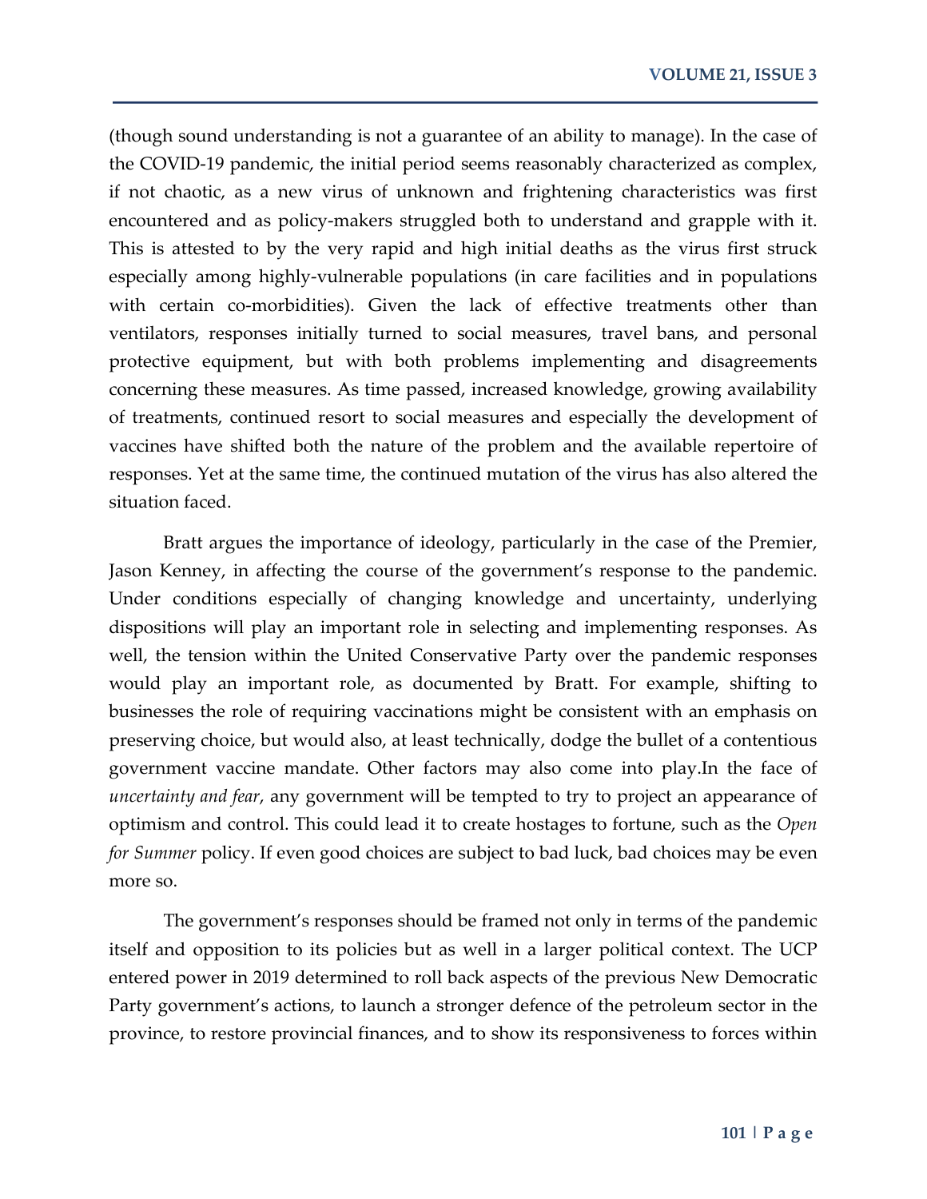(though sound understanding is not a guarantee of an ability to manage). In the case of the COVID-19 pandemic, the initial period seems reasonably characterized as complex, if not chaotic, as a new virus of unknown and frightening characteristics was first encountered and as policy-makers struggled both to understand and grapple with it. This is attested to by the very rapid and high initial deaths as the virus first struck especially among highly-vulnerable populations (in care facilities and in populations with certain co-morbidities). Given the lack of effective treatments other than ventilators, responses initially turned to social measures, travel bans, and personal protective equipment, but with both problems implementing and disagreements concerning these measures. As time passed, increased knowledge, growing availability of treatments, continued resort to social measures and especially the development of vaccines have shifted both the nature of the problem and the available repertoire of responses. Yet at the same time, the continued mutation of the virus has also altered the situation faced.

Bratt argues the importance of ideology, particularly in the case of the Premier, Jason Kenney, in affecting the course of the government's response to the pandemic. Under conditions especially of changing knowledge and uncertainty, underlying dispositions will play an important role in selecting and implementing responses. As well, the tension within the United Conservative Party over the pandemic responses would play an important role, as documented by Bratt. For example, shifting to businesses the role of requiring vaccinations might be consistent with an emphasis on preserving choice, but would also, at least technically, dodge the bullet of a contentious government vaccine mandate. Other factors may also come into play.In the face of *uncertainty and fear*, any government will be tempted to try to project an appearance of optimism and control. This could lead it to create hostages to fortune, such as the *Open for Summer* policy. If even good choices are subject to bad luck, bad choices may be even more so.

The government's responses should be framed not only in terms of the pandemic itself and opposition to its policies but as well in a larger political context. The UCP entered power in 2019 determined to roll back aspects of the previous New Democratic Party government's actions, to launch a stronger defence of the petroleum sector in the province, to restore provincial finances, and to show its responsiveness to forces within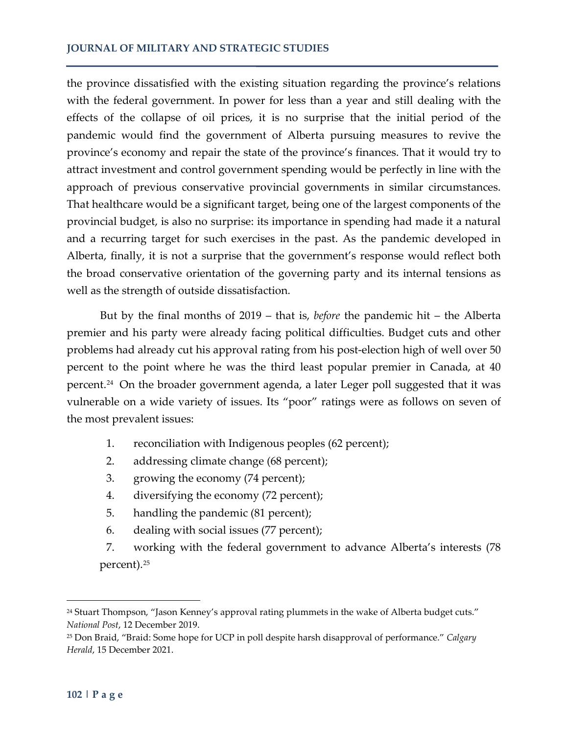the province dissatisfied with the existing situation regarding the province's relations with the federal government. In power for less than a year and still dealing with the effects of the collapse of oil prices, it is no surprise that the initial period of the pandemic would find the government of Alberta pursuing measures to revive the province's economy and repair the state of the province's finances. That it would try to attract investment and control government spending would be perfectly in line with the approach of previous conservative provincial governments in similar circumstances. That healthcare would be a significant target, being one of the largest components of the provincial budget, is also no surprise: its importance in spending had made it a natural and a recurring target for such exercises in the past. As the pandemic developed in Alberta, finally, it is not a surprise that the government's response would reflect both the broad conservative orientation of the governing party and its internal tensions as well as the strength of outside dissatisfaction.

But by the final months of 2019 – that is, *before* the pandemic hit – the Alberta premier and his party were already facing political difficulties. Budget cuts and other problems had already cut his approval rating from his post-election high of well over 50 percent to the point where he was the third least popular premier in Canada, at 40 percent.[24] On the broader government agenda, a later Leger poll suggested that it was vulnerable on a wide variety of issues. Its "poor" ratings were as follows on seven of the most prevalent issues:

1. reconciliation with Indigenous peoples (62 percent);
2. addressing climate change (68 percent);
3. growing the economy (74 percent);
4. diversifying the economy (72 percent);
5. handling the pandemic (81 percent);
6. dealing with social issues (77 percent);
7. working with the federal government to advance Alberta's interests (78 percent).[25]

---

[24] Stuart Thompson, "Jason Kenney's approval rating plummets in the wake of Alberta budget cuts." *National Post*, 12 December 2019.

[25] Don Braid, "Braid: Some hope for UCP in poll despite harsh disapproval of performance." *Calgary Herald*, 15 December 2021.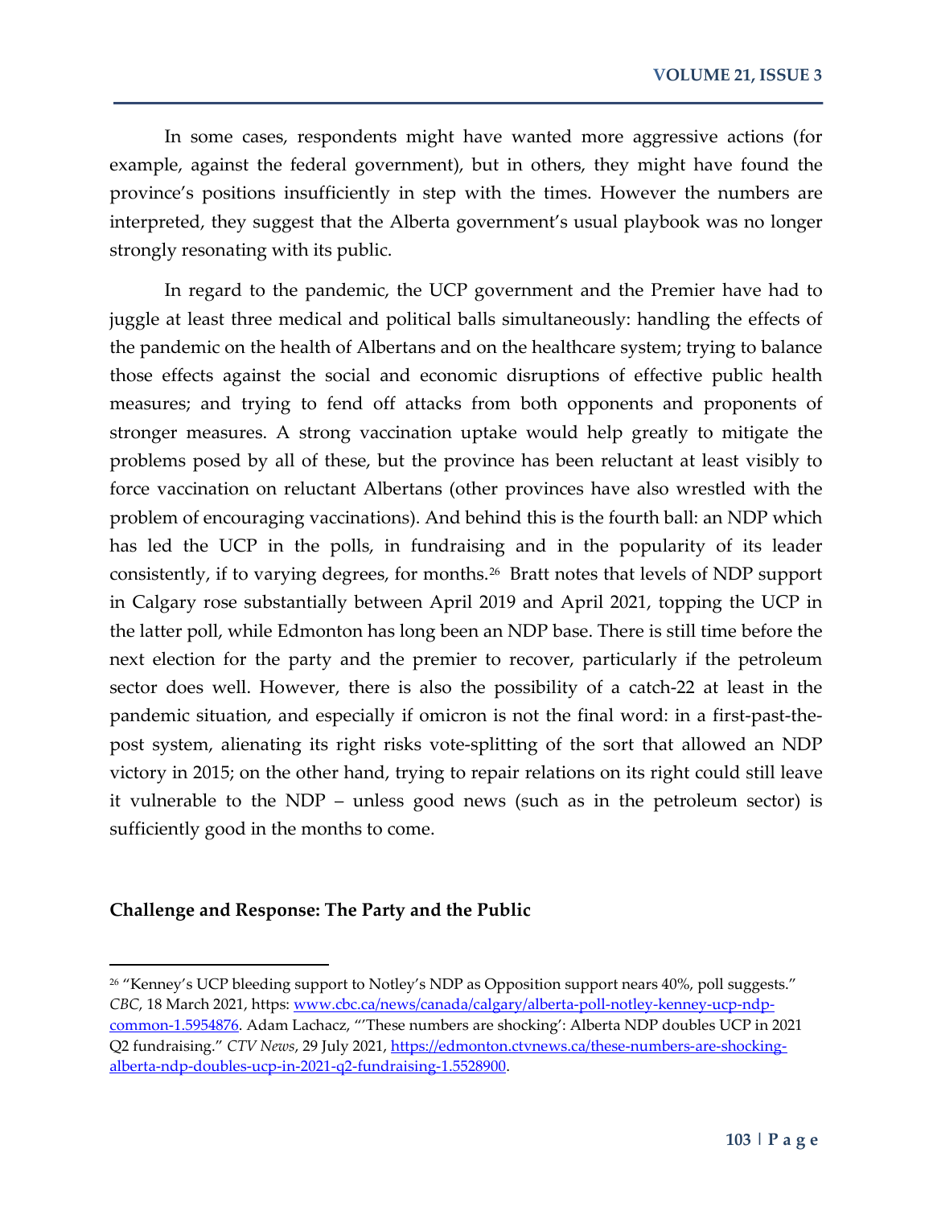In some cases, respondents might have wanted more aggressive actions (for example, against the federal government), but in others, they might have found the province's positions insufficiently in step with the times. However the numbers are interpreted, they suggest that the Alberta government's usual playbook was no longer strongly resonating with its public.

In regard to the pandemic, the UCP government and the Premier have had to juggle at least three medical and political balls simultaneously: handling the effects of the pandemic on the health of Albertans and on the healthcare system; trying to balance those effects against the social and economic disruptions of effective public health measures; and trying to fend off attacks from both opponents and proponents of stronger measures. A strong vaccination uptake would help greatly to mitigate the problems posed by all of these, but the province has been reluctant at least visibly to force vaccination on reluctant Albertans (other provinces have also wrestled with the problem of encouraging vaccinations). And behind this is the fourth ball: an NDP which has led the UCP in the polls, in fundraising and in the popularity of its leader consistently, if to varying degrees, for months.[26] Bratt notes that levels of NDP support in Calgary rose substantially between April 2019 and April 2021, topping the UCP in the latter poll, while Edmonton has long been an NDP base. There is still time before the next election for the party and the premier to recover, particularly if the petroleum sector does well. However, there is also the possibility of a catch-22 at least in the pandemic situation, and especially if omicron is not the final word: in a first-past-the-post system, alienating its right risks vote-splitting of the sort that allowed an NDP victory in 2015; on the other hand, trying to repair relations on its right could still leave it vulnerable to the NDP – unless good news (such as in the petroleum sector) is sufficiently good in the months to come.

### Challenge and Response: The Party and the Public

---

[26] "Kenney's UCP bleeding support to Notley's NDP as Opposition support nears 40%, poll suggests." *CBC*, 18 March 2021, https: www.cbc.ca/news/canada/calgary/alberta-poll-notley-kenney-ucp-ndp-common-1.5954876. Adam Lachacz, "'These numbers are shocking': Alberta NDP doubles UCP in 2021 Q2 fundraising." *CTV News*, 29 July 2021, https://edmonton.ctvnews.ca/these-numbers-are-shocking-alberta-ndp-doubles-ucp-in-2021-q2-fundraising-1.5528900.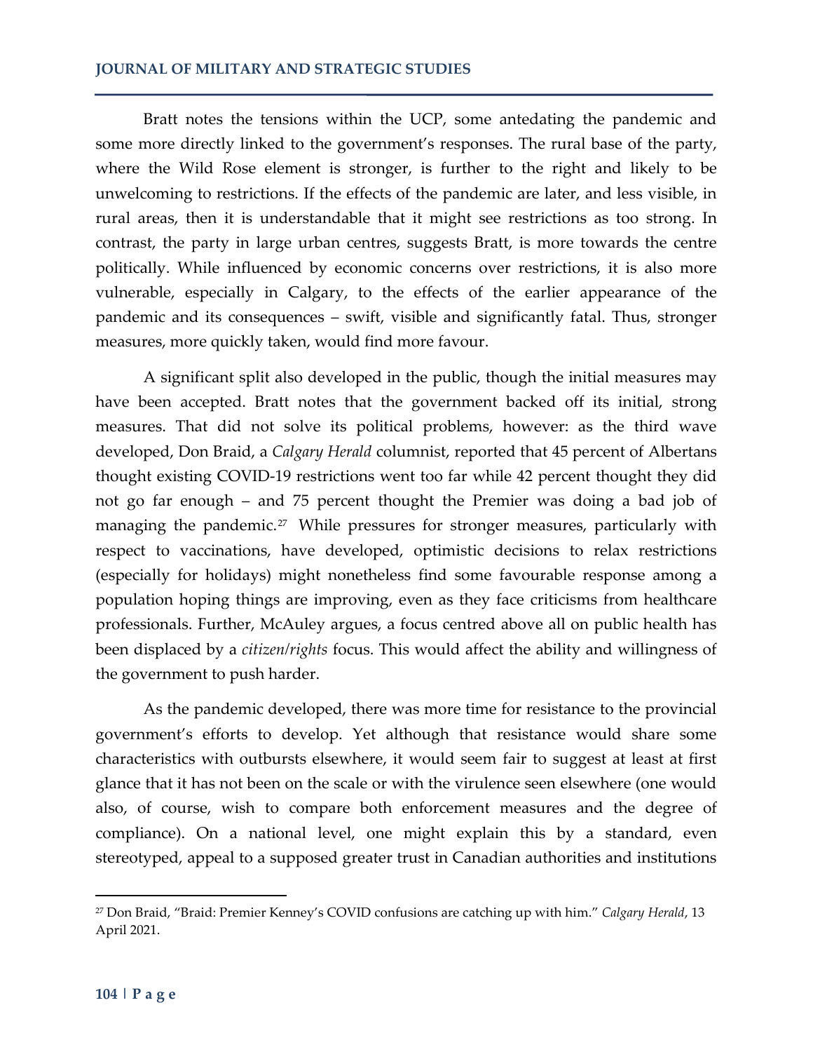Bratt notes the tensions within the UCP, some antedating the pandemic and some more directly linked to the government's responses. The rural base of the party, where the Wild Rose element is stronger, is further to the right and likely to be unwelcoming to restrictions. If the effects of the pandemic are later, and less visible, in rural areas, then it is understandable that it might see restrictions as too strong. In contrast, the party in large urban centres, suggests Bratt, is more towards the centre politically. While influenced by economic concerns over restrictions, it is also more vulnerable, especially in Calgary, to the effects of the earlier appearance of the pandemic and its consequences – swift, visible and significantly fatal. Thus, stronger measures, more quickly taken, would find more favour.

A significant split also developed in the public, though the initial measures may have been accepted. Bratt notes that the government backed off its initial, strong measures. That did not solve its political problems, however: as the third wave developed, Don Braid, a *Calgary Herald* columnist, reported that 45 percent of Albertans thought existing COVID-19 restrictions went too far while 42 percent thought they did not go far enough – and 75 percent thought the Premier was doing a bad job of managing the pandemic.[27] While pressures for stronger measures, particularly with respect to vaccinations, have developed, optimistic decisions to relax restrictions (especially for holidays) might nonetheless find some favourable response among a population hoping things are improving, even as they face criticisms from healthcare professionals. Further, McAuley argues, a focus centred above all on public health has been displaced by a *citizen/rights* focus. This would affect the ability and willingness of the government to push harder.

As the pandemic developed, there was more time for resistance to the provincial government's efforts to develop. Yet although that resistance would share some characteristics with outbursts elsewhere, it would seem fair to suggest at least at first glance that it has not been on the scale or with the virulence seen elsewhere (one would also, of course, wish to compare both enforcement measures and the degree of compliance). On a national level, one might explain this by a standard, even stereotyped, appeal to a supposed greater trust in Canadian authorities and institutions

---

[27] Don Braid, "Braid: Premier Kenney's COVID confusions are catching up with him." *Calgary Herald*, 13 April 2021.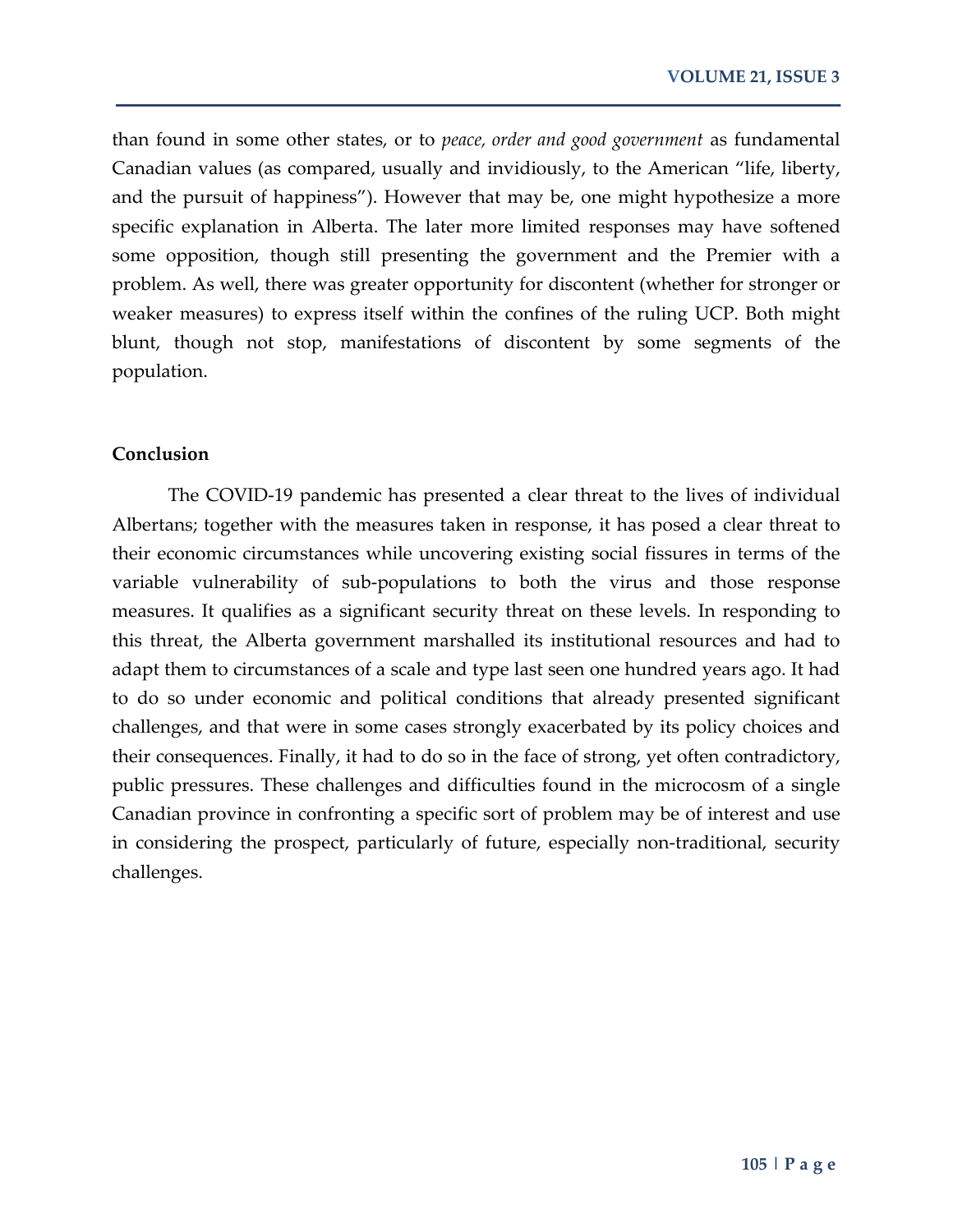than found in some other states, or to *peace, order and good government* as fundamental Canadian values (as compared, usually and invidiously, to the American "life, liberty, and the pursuit of happiness"). However that may be, one might hypothesize a more specific explanation in Alberta. The later more limited responses may have softened some opposition, though still presenting the government and the Premier with a problem. As well, there was greater opportunity for discontent (whether for stronger or weaker measures) to express itself within the confines of the ruling UCP. Both might blunt, though not stop, manifestations of discontent by some segments of the population.

## Conclusion

The COVID-19 pandemic has presented a clear threat to the lives of individual Albertans; together with the measures taken in response, it has posed a clear threat to their economic circumstances while uncovering existing social fissures in terms of the variable vulnerability of sub-populations to both the virus and those response measures. It qualifies as a significant security threat on these levels. In responding to this threat, the Alberta government marshalled its institutional resources and had to adapt them to circumstances of a scale and type last seen one hundred years ago. It had to do so under economic and political conditions that already presented significant challenges, and that were in some cases strongly exacerbated by its policy choices and their consequences. Finally, it had to do so in the face of strong, yet often contradictory, public pressures. These challenges and difficulties found in the microcosm of a single Canadian province in confronting a specific sort of problem may be of interest and use in considering the prospect, particularly of future, especially non-traditional, security challenges.